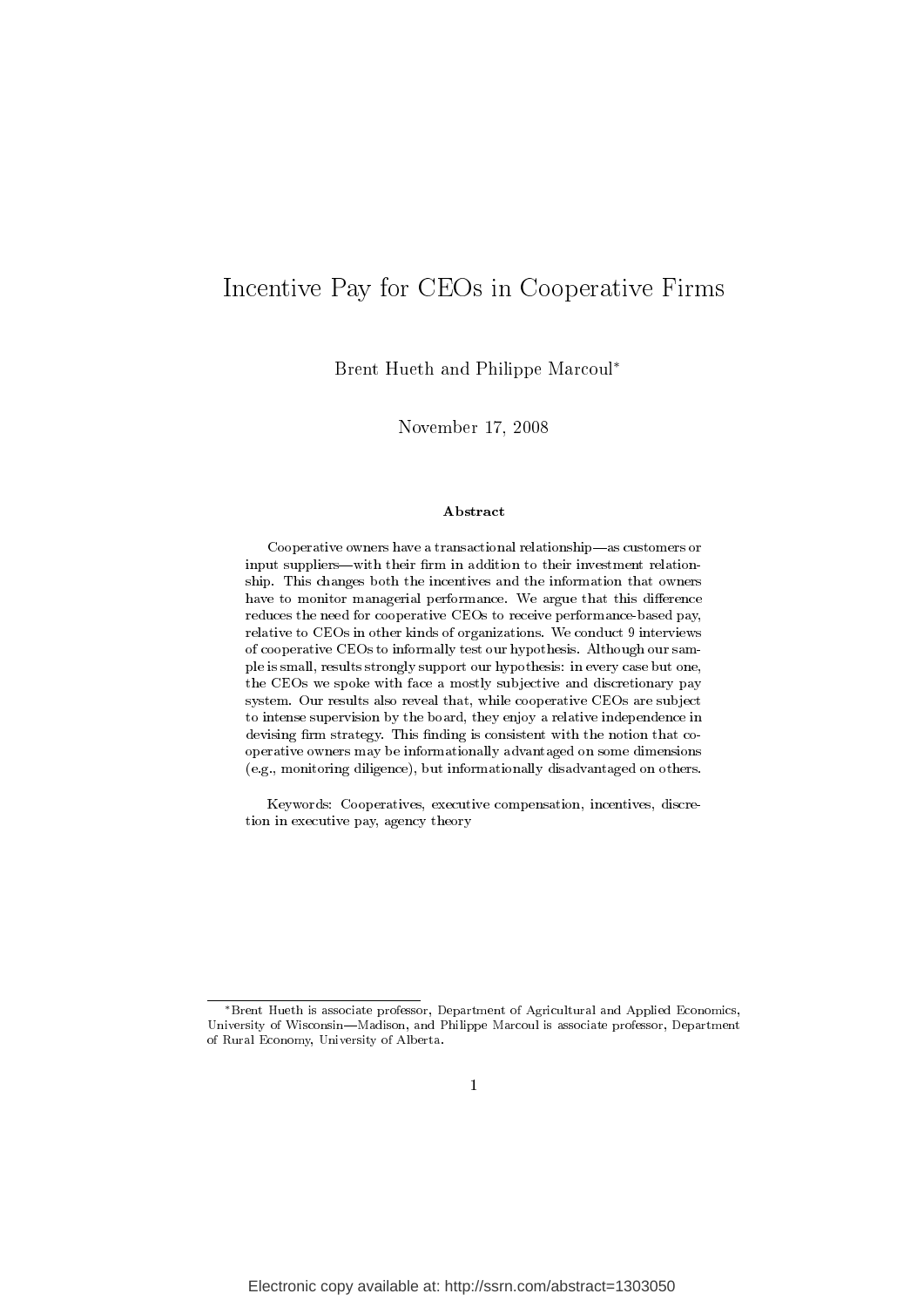# Incentive Pay for CEOs in Cooperative Firms

Brent Hueth and Philippe Marcoul*

November 17, 2008

### Abstract

Cooperative owners have a transactional relationship—as customers or input suppliers—with their firm in addition to their investment relationship. This changes both the incentives and the information that owners have to monitor managerial performance. We argue that this difference reduces the need for cooperative CEOs to receive performance-based pay, relative to CEOs in other kinds of organizations. We conduct 9 interviews of cooperative CEOs to informally test our hypothesis. Although our sample is small, results strongly support our hypothesis: in every case but one, the CEOs we spoke with face a mostly subjective and discretionary pay system. Our results also reveal that, while cooperative CEOs are subject to intense supervision by the board, they enjoy a relative independence in devising firm strategy. This finding is consistent with the notion that cooperative owners may be informationally advantaged on some dimensions (e.g., monitoring diligence), but informationally disadvantaged on others.

Keywords: Cooperatives, executive compensation, incentives, discretion in executive pay, agency theory

---

*Brent Hueth is associate professor, Department of Agricultural and Applied Economics, University of Wisconsin—Madison, and Philippe Marcoul is associate professor, Department of Rural Economy, University of Alberta.

Electronic copy available at: http://ssrn.com/abstract=1303050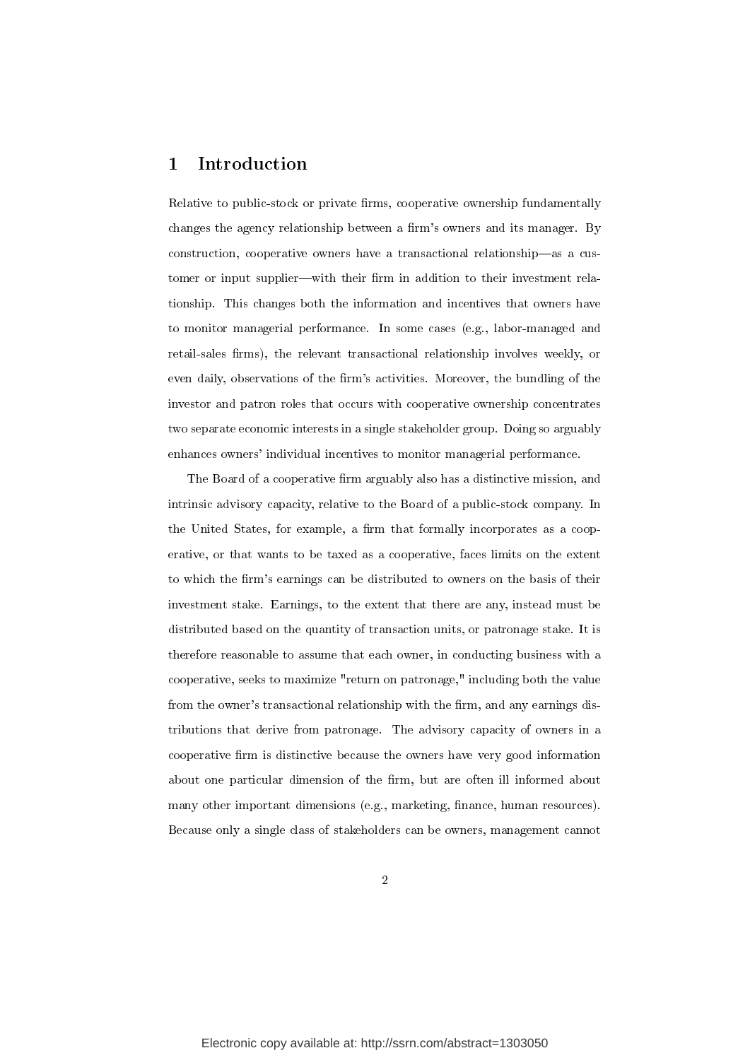# 1 Introduction

Relative to public-stock or private firms, cooperative ownership fundamentally changes the agency relationship between a firm's owners and its manager. By construction, cooperative owners have a transactional relationship—as a customer or input supplier—with their firm in addition to their investment relationship. This changes both the information and incentives that owners have to monitor managerial performance. In some cases (e.g., labor-managed and retail-sales firms), the relevant transactional relationship involves weekly, or even daily, observations of the firm's activities. Moreover, the bundling of the investor and patron roles that occurs with cooperative ownership concentrates two separate economic interests in a single stakeholder group. Doing so arguably enhances owners' individual incentives to monitor managerial performance.

The Board of a cooperative firm arguably also has a distinctive mission, and intrinsic advisory capacity, relative to the Board of a public-stock company. In the United States, for example, a firm that formally incorporates as a cooperative, or that wants to be taxed as a cooperative, faces limits on the extent to which the firm's earnings can be distributed to owners on the basis of their investment stake. Earnings, to the extent that there are any, instead must be distributed based on the quantity of transaction units, or patronage stake. It is therefore reasonable to assume that each owner, in conducting business with a cooperative, seeks to maximize "return on patronage," including both the value from the owner's transactional relationship with the firm, and any earnings distributions that derive from patronage. The advisory capacity of owners in a cooperative firm is distinctive because the owners have very good information about one particular dimension of the firm, but are often ill informed about many other important dimensions (e.g., marketing, finance, human resources). Because only a single class of stakeholders can be owners, management cannot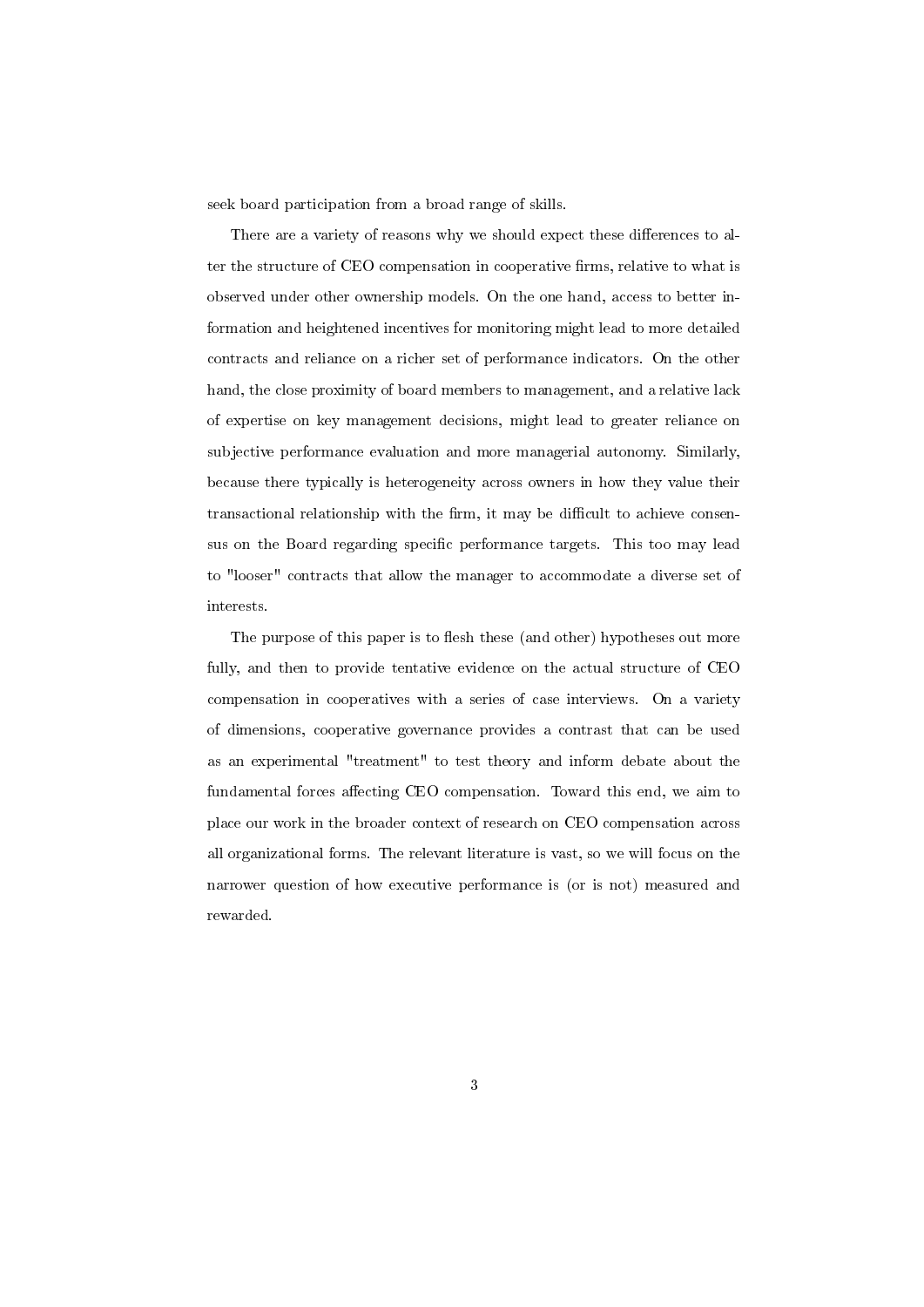seek board participation from a broad range of skills.

There are a variety of reasons why we should expect these differences to alter the structure of CEO compensation in cooperative firms, relative to what is observed under other ownership models. On the one hand, access to better information and heightened incentives for monitoring might lead to more detailed contracts and reliance on a richer set of performance indicators. On the other hand, the close proximity of board members to management, and a relative lack of expertise on key management decisions, might lead to greater reliance on subjective performance evaluation and more managerial autonomy. Similarly, because there typically is heterogeneity across owners in how they value their transactional relationship with the firm, it may be difficult to achieve consensus on the Board regarding specific performance targets. This too may lead to "looser" contracts that allow the manager to accommodate a diverse set of interests.

The purpose of this paper is to flesh these (and other) hypotheses out more fully, and then to provide tentative evidence on the actual structure of CEO compensation in cooperatives with a series of case interviews. On a variety of dimensions, cooperative governance provides a contrast that can be used as an experimental "treatment" to test theory and inform debate about the fundamental forces affecting CEO compensation. Toward this end, we aim to place our work in the broader context of research on CEO compensation across all organizational forms. The relevant literature is vast, so we will focus on the narrower question of how executive performance is (or is not) measured and rewarded.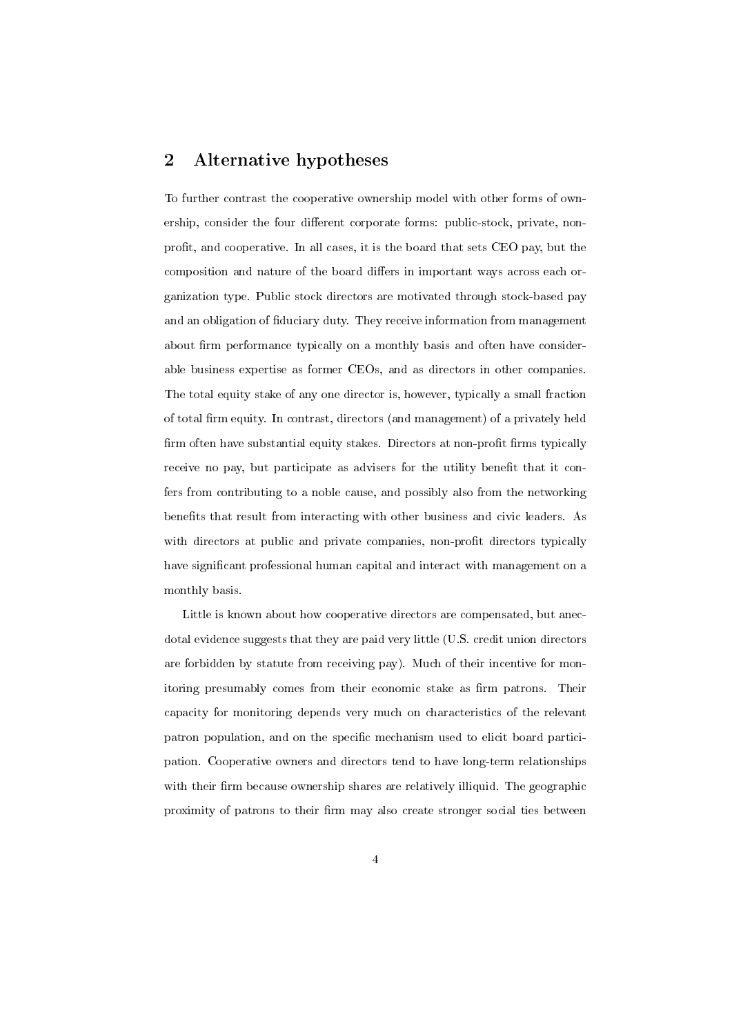## 2 Alternative hypotheses

To further contrast the cooperative ownership model with other forms of ownership, consider the four different corporate forms: public-stock, private, non-profit, and cooperative. In all cases, it is the board that sets CEO pay, but the composition and nature of the board differs in important ways across each organization type. Public stock directors are motivated through stock-based pay and an obligation of fiduciary duty. They receive information from management about firm performance typically on a monthly basis and often have considerable business expertise as former CEOs, and as directors in other companies. The total equity stake of any one director is, however, typically a small fraction of total firm equity. In contrast, directors (and management) of a privately held firm often have substantial equity stakes. Directors at non-profit firms typically receive no pay, but participate as advisers for the utility benefit that it confers from contributing to a noble cause, and possibly also from the networking benefits that result from interacting with other business and civic leaders. As with directors at public and private companies, non-profit directors typically have significant professional human capital and interact with management on a monthly basis.

Little is known about how cooperative directors are compensated, but anecdotal evidence suggests that they are paid very little (U.S. credit union directors are forbidden by statute from receiving pay). Much of their incentive for monitoring presumably comes from their economic stake as firm patrons. Their capacity for monitoring depends very much on characteristics of the relevant patron population, and on the specific mechanism used to elicit board participation. Cooperative owners and directors tend to have long-term relationships with their firm because ownership shares are relatively illiquid. The geographic proximity of patrons to their firm may also create stronger social ties between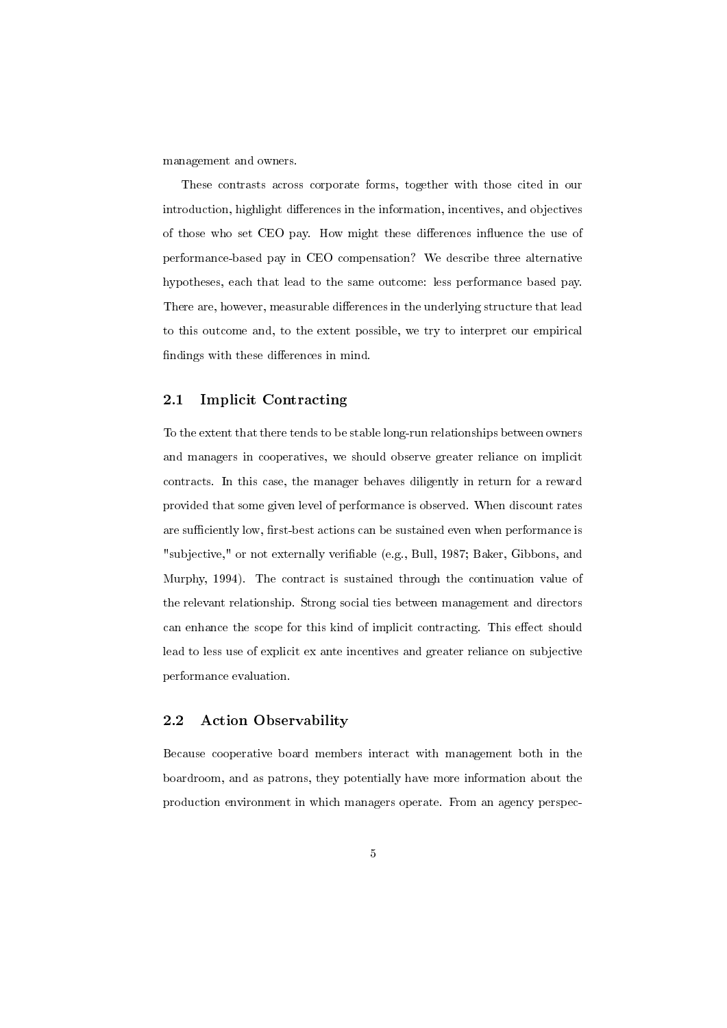management and owners.

These contrasts across corporate forms, together with those cited in our introduction, highlight differences in the information, incentives, and objectives of those who set CEO pay. How might these differences influence the use of performance-based pay in CEO compensation? We describe three alternative hypotheses, each that lead to the same outcome: less performance based pay. There are, however, measurable differences in the underlying structure that lead to this outcome and, to the extent possible, we try to interpret our empirical findings with these differences in mind.

## 2.1 Implicit Contracting

To the extent that there tends to be stable long-run relationships between owners and managers in cooperatives, we should observe greater reliance on implicit contracts. In this case, the manager behaves diligently in return for a reward provided that some given level of performance is observed. When discount rates are sufficiently low, first-best actions can be sustained even when performance is "subjective," or not externally verifiable (e.g., Bull, 1987; Baker, Gibbons, and Murphy, 1994). The contract is sustained through the continuation value of the relevant relationship. Strong social ties between management and directors can enhance the scope for this kind of implicit contracting. This effect should lead to less use of explicit ex ante incentives and greater reliance on subjective performance evaluation.

## 2.2 Action Observability

Because cooperative board members interact with management both in the boardroom, and as patrons, they potentially have more information about the production environment in which managers operate. From an agency perspec-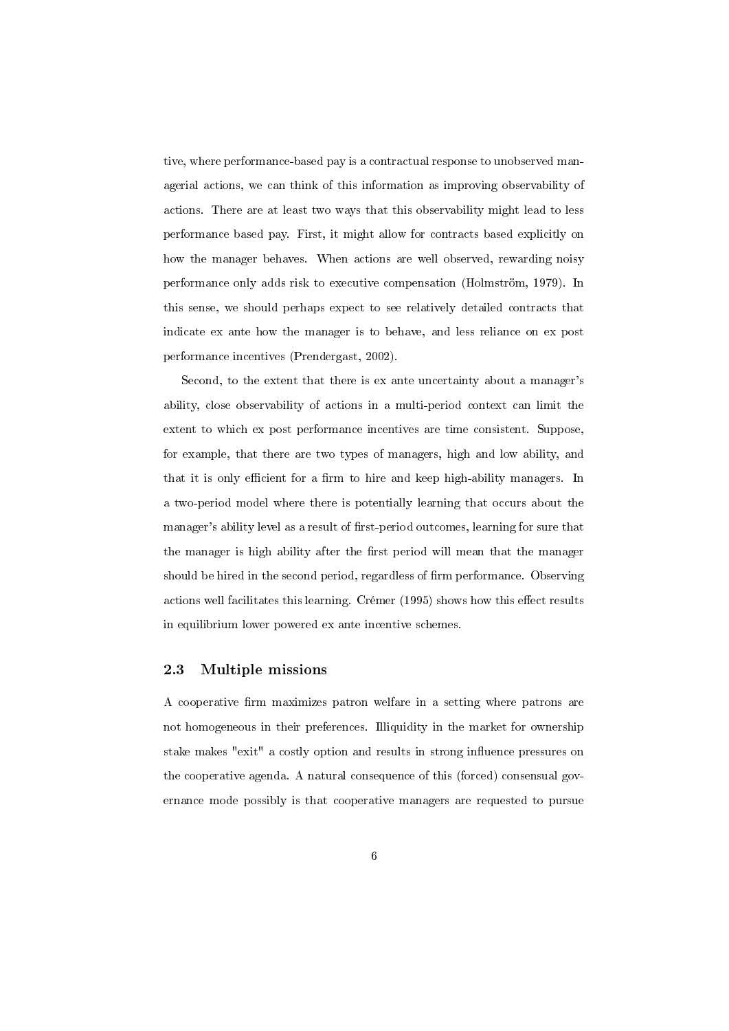tive, where performance-based pay is a contractual response to unobserved managerial actions, we can think of this information as improving observability of actions. There are at least two ways that this observability might lead to less performance based pay. First, it might allow for contracts based explicitly on how the manager behaves. When actions are well observed, rewarding noisy performance only adds risk to executive compensation (Holmström, 1979). In this sense, we should perhaps expect to see relatively detailed contracts that indicate ex ante how the manager is to behave, and less reliance on ex post performance incentives (Prendergast, 2002).

Second, to the extent that there is ex ante uncertainty about a manager's ability, close observability of actions in a multi-period context can limit the extent to which ex post performance incentives are time consistent. Suppose, for example, that there are two types of managers, high and low ability, and that it is only efficient for a firm to hire and keep high-ability managers. In a two-period model where there is potentially learning that occurs about the manager's ability level as a result of first-period outcomes, learning for sure that the manager is high ability after the first period will mean that the manager should be hired in the second period, regardless of firm performance. Observing actions well facilitates this learning. Crémer (1995) shows how this effect results in equilibrium lower powered ex ante incentive schemes.

## 2.3 Multiple missions

A cooperative firm maximizes patron welfare in a setting where patrons are not homogeneous in their preferences. Illiquidity in the market for ownership stake makes "exit" a costly option and results in strong influence pressures on the cooperative agenda. A natural consequence of this (forced) consensual governance mode possibly is that cooperative managers are requested to pursue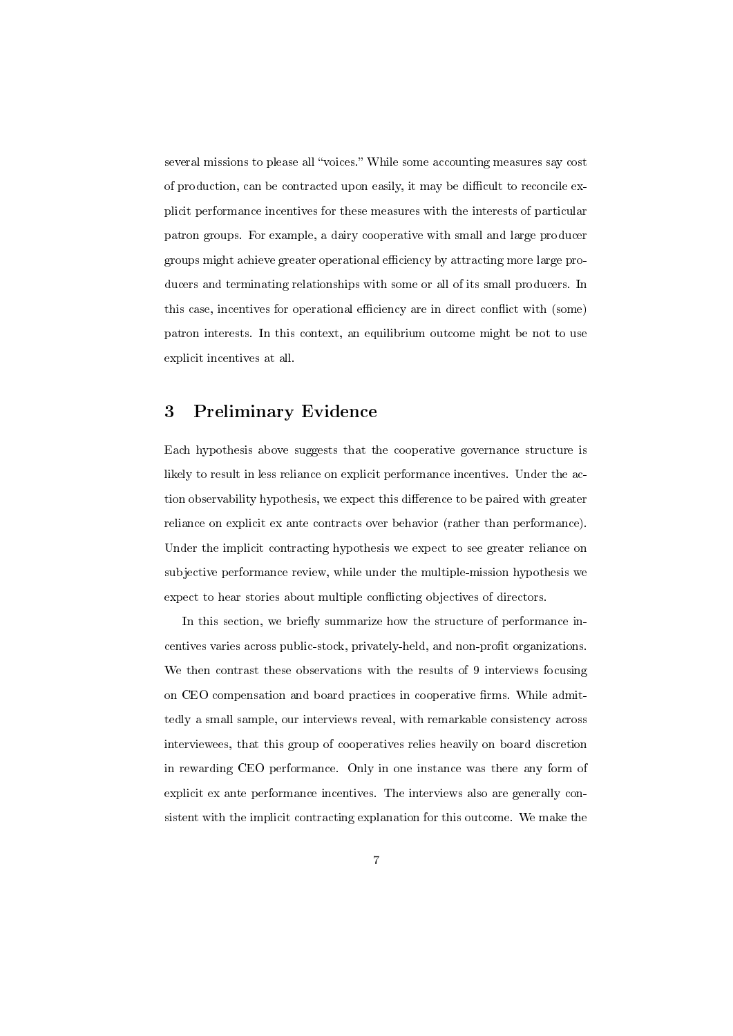several missions to please all "voices." While some accounting measures say cost of production, can be contracted upon easily, it may be difficult to reconcile explicit performance incentives for these measures with the interests of particular patron groups. For example, a dairy cooperative with small and large producer groups might achieve greater operational efficiency by attracting more large producers and terminating relationships with some or all of its small producers. In this case, incentives for operational efficiency are in direct conflict with (some) patron interests. In this context, an equilibrium outcome might be not to use explicit incentives at all.

## 3 Preliminary Evidence

Each hypothesis above suggests that the cooperative governance structure is likely to result in less reliance on explicit performance incentives. Under the action observability hypothesis, we expect this difference to be paired with greater reliance on explicit ex ante contracts over behavior (rather than performance). Under the implicit contracting hypothesis we expect to see greater reliance on subjective performance review, while under the multiple-mission hypothesis we expect to hear stories about multiple conflicting objectives of directors.

In this section, we briefly summarize how the structure of performance incentives varies across public-stock, privately-held, and non-profit organizations. We then contrast these observations with the results of 9 interviews focusing on CEO compensation and board practices in cooperative firms. While admittedly a small sample, our interviews reveal, with remarkable consistency across interviewees, that this group of cooperatives relies heavily on board discretion in rewarding CEO performance. Only in one instance was there any form of explicit ex ante performance incentives. The interviews also are generally consistent with the implicit contracting explanation for this outcome. We make the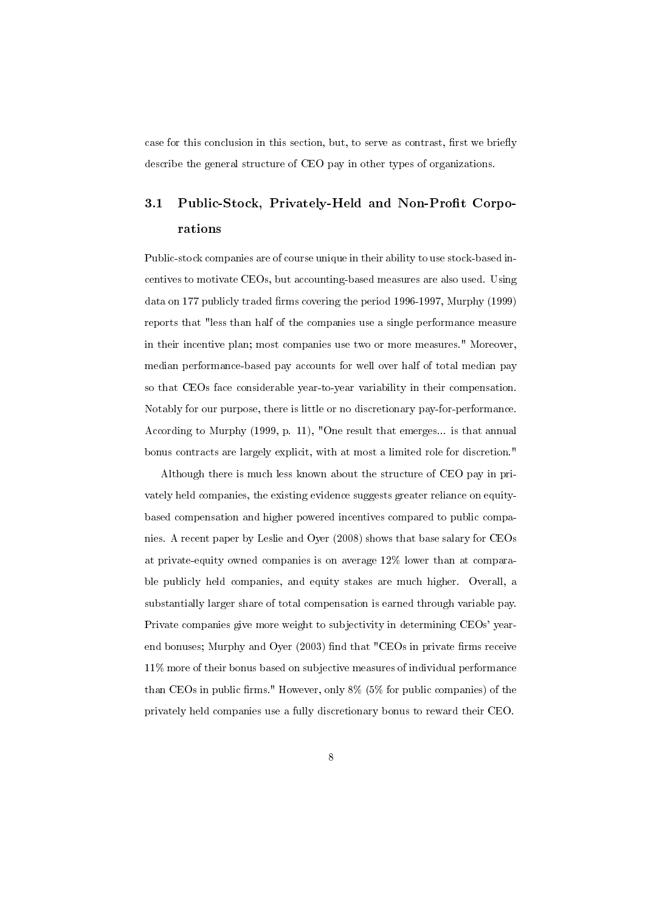case for this conclusion in this section, but, to serve as contrast, first we briefly describe the general structure of CEO pay in other types of organizations.

## 3.1 Public-Stock, Privately-Held and Non-Profit Corporations

Public-stock companies are of course unique in their ability to use stock-based incentives to motivate CEOs, but accounting-based measures are also used. Using data on 177 publicly traded firms covering the period 1996-1997, Murphy (1999) reports that "less than half of the companies use a single performance measure in their incentive plan; most companies use two or more measures." Moreover, median performance-based pay accounts for well over half of total median pay so that CEOs face considerable year-to-year variability in their compensation. Notably for our purpose, there is little or no discretionary pay-for-performance. According to Murphy (1999, p. 11), "One result that emerges... is that annual bonus contracts are largely explicit, with at most a limited role for discretion."

Although there is much less known about the structure of CEO pay in privately held companies, the existing evidence suggests greater reliance on equity-based compensation and higher powered incentives compared to public companies. A recent paper by Leslie and Oyer (2008) shows that base salary for CEOs at private-equity owned companies is on average 12% lower than at comparable publicly held companies, and equity stakes are much higher. Overall, a substantially larger share of total compensation is earned through variable pay. Private companies give more weight to subjectivity in determining CEOs' year-end bonuses; Murphy and Oyer (2003) find that "CEOs in private firms receive 11% more of their bonus based on subjective measures of individual performance than CEOs in public firms." However, only 8% (5% for public companies) of the privately held companies use a fully discretionary bonus to reward their CEO.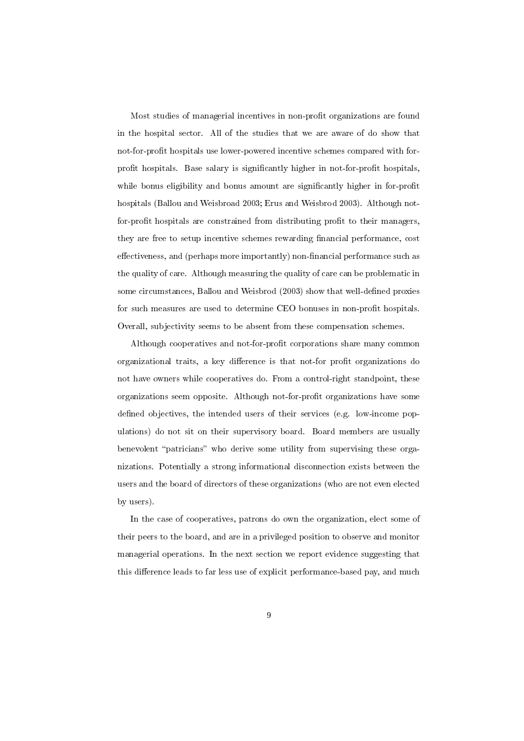Most studies of managerial incentives in non-profit organizations are found in the hospital sector. All of the studies that we are aware of do show that not-for-profit hospitals use lower-powered incentive schemes compared with for-profit hospitals. Base salary is significantly higher in not-for-profit hospitals, while bonus eligibility and bonus amount are significantly higher in for-profit hospitals (Ballou and Weisbroad 2003; Erus and Weisbrod 2003). Although not-for-profit hospitals are constrained from distributing profit to their managers, they are free to setup incentive schemes rewarding financial performance, cost effectiveness, and (perhaps more importantly) non-financial performance such as the quality of care. Although measuring the quality of care can be problematic in some circumstances, Ballou and Weisbrod (2003) show that well-defined proxies for such measures are used to determine CEO bonuses in non-profit hospitals. Overall, subjectivity seems to be absent from these compensation schemes.

Although cooperatives and not-for-profit corporations share many common organizational traits, a key difference is that not-for profit organizations do not have owners while cooperatives do. From a control-right standpoint, these organizations seem opposite. Although not-for-profit organizations have some defined objectives, the intended users of their services (e.g. low-income populations) do not sit on their supervisory board. Board members are usually benevolent "patricians" who derive some utility from supervising these organizations. Potentially a strong informational disconnection exists between the users and the board of directors of these organizations (who are not even elected by users).

In the case of cooperatives, patrons do own the organization, elect some of their peers to the board, and are in a privileged position to observe and monitor managerial operations. In the next section we report evidence suggesting that this difference leads to far less use of explicit performance-based pay, and much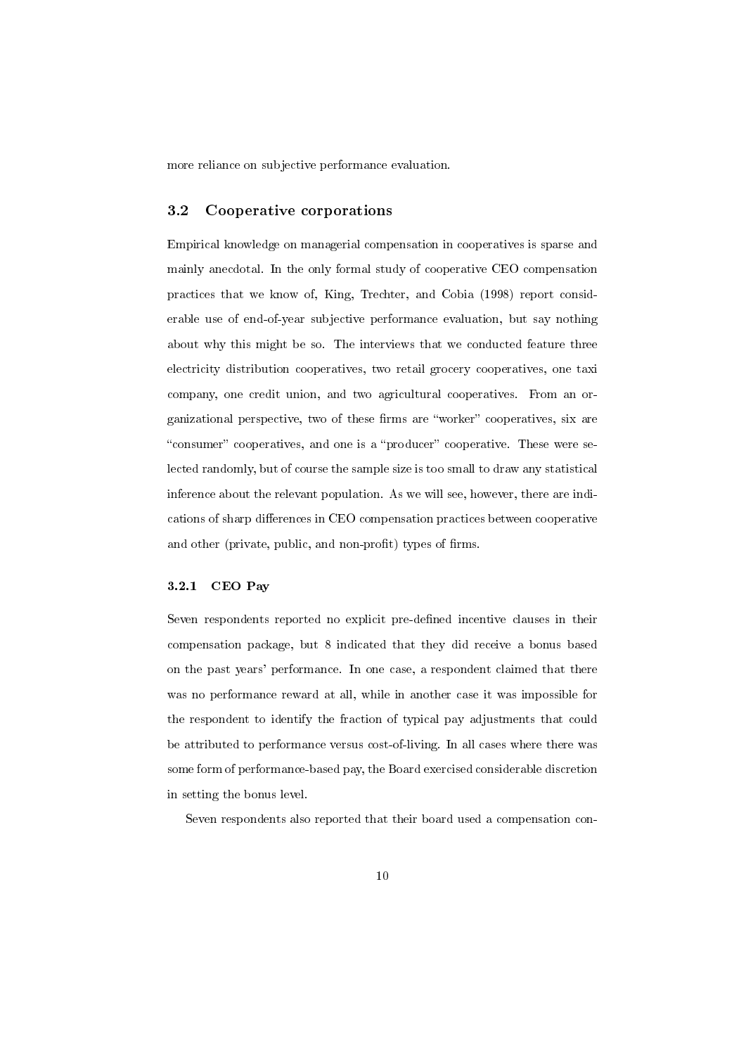more reliance on subjective performance evaluation.

## 3.2 Cooperative corporations

Empirical knowledge on managerial compensation in cooperatives is sparse and mainly anecdotal. In the only formal study of cooperative CEO compensation practices that we know of, King, Trechter, and Cobia (1998) report considerable use of end-of-year subjective performance evaluation, but say nothing about why this might be so. The interviews that we conducted feature three electricity distribution cooperatives, two retail grocery cooperatives, one taxi company, one credit union, and two agricultural cooperatives. From an organizational perspective, two of these firms are "worker" cooperatives, six are "consumer" cooperatives, and one is a "producer" cooperative. These were selected randomly, but of course the sample size is too small to draw any statistical inference about the relevant population. As we will see, however, there are indications of sharp differences in CEO compensation practices between cooperative and other (private, public, and non-profit) types of firms.

### 3.2.1 CEO Pay

Seven respondents reported no explicit pre-defined incentive clauses in their compensation package, but 8 indicated that they did receive a bonus based on the past years' performance. In one case, a respondent claimed that there was no performance reward at all, while in another case it was impossible for the respondent to identify the fraction of typical pay adjustments that could be attributed to performance versus cost-of-living. In all cases where there was some form of performance-based pay, the Board exercised considerable discretion in setting the bonus level.

Seven respondents also reported that their board used a compensation con-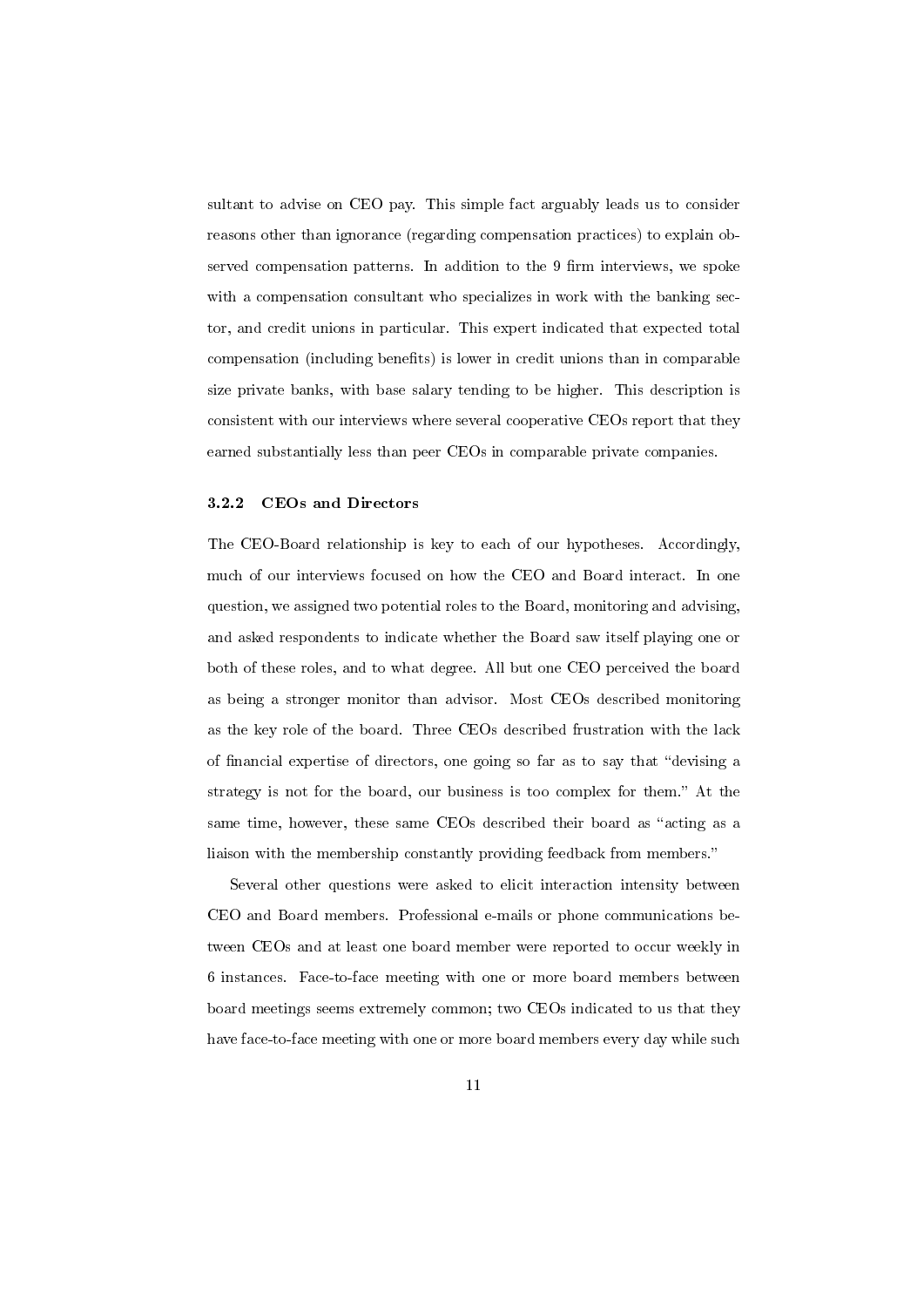sultant to advise on CEO pay. This simple fact arguably leads us to consider reasons other than ignorance (regarding compensation practices) to explain observed compensation patterns. In addition to the 9 firm interviews, we spoke with a compensation consultant who specializes in work with the banking sector, and credit unions in particular. This expert indicated that expected total compensation (including benefits) is lower in credit unions than in comparable size private banks, with base salary tending to be higher. This description is consistent with our interviews where several cooperative CEOs report that they earned substantially less than peer CEOs in comparable private companies.

#### 3.2.2 CEOs and Directors

The CEO-Board relationship is key to each of our hypotheses. Accordingly, much of our interviews focused on how the CEO and Board interact. In one question, we assigned two potential roles to the Board, monitoring and advising, and asked respondents to indicate whether the Board saw itself playing one or both of these roles, and to what degree. All but one CEO perceived the board as being a stronger monitor than advisor. Most CEOs described monitoring as the key role of the board. Three CEOs described frustration with the lack of financial expertise of directors, one going so far as to say that "devising a strategy is not for the board, our business is too complex for them." At the same time, however, these same CEOs described their board as "acting as a liaison with the membership constantly providing feedback from members."

Several other questions were asked to elicit interaction intensity between CEO and Board members. Professional e-mails or phone communications between CEOs and at least one board member were reported to occur weekly in 6 instances. Face-to-face meeting with one or more board members between board meetings seems extremely common; two CEOs indicated to us that they have face-to-face meeting with one or more board members every day while such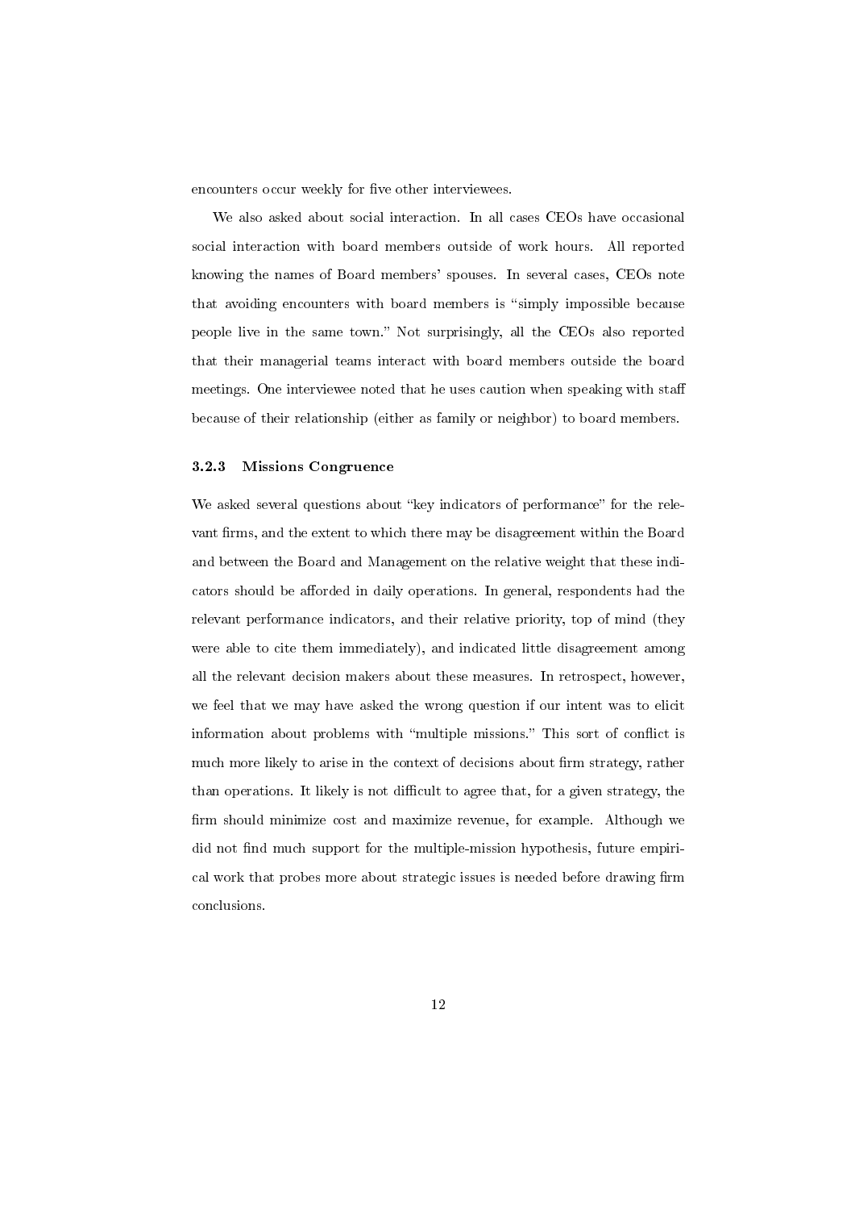encounters occur weekly for five other interviewees.

We also asked about social interaction. In all cases CEOs have occasional social interaction with board members outside of work hours. All reported knowing the names of Board members' spouses. In several cases, CEOs note that avoiding encounters with board members is "simply impossible because people live in the same town." Not surprisingly, all the CEOs also reported that their managerial teams interact with board members outside the board meetings. One interviewee noted that he uses caution when speaking with staff because of their relationship (either as family or neighbor) to board members.

### 3.2.3 Missions Congruence

We asked several questions about "key indicators of performance" for the relevant firms, and the extent to which there may be disagreement within the Board and between the Board and Management on the relative weight that these indicators should be afforded in daily operations. In general, respondents had the relevant performance indicators, and their relative priority, top of mind (they were able to cite them immediately), and indicated little disagreement among all the relevant decision makers about these measures. In retrospect, however, we feel that we may have asked the wrong question if our intent was to elicit information about problems with "multiple missions." This sort of conflict is much more likely to arise in the context of decisions about firm strategy, rather than operations. It likely is not difficult to agree that, for a given strategy, the firm should minimize cost and maximize revenue, for example. Although we did not find much support for the multiple-mission hypothesis, future empirical work that probes more about strategic issues is needed before drawing firm conclusions.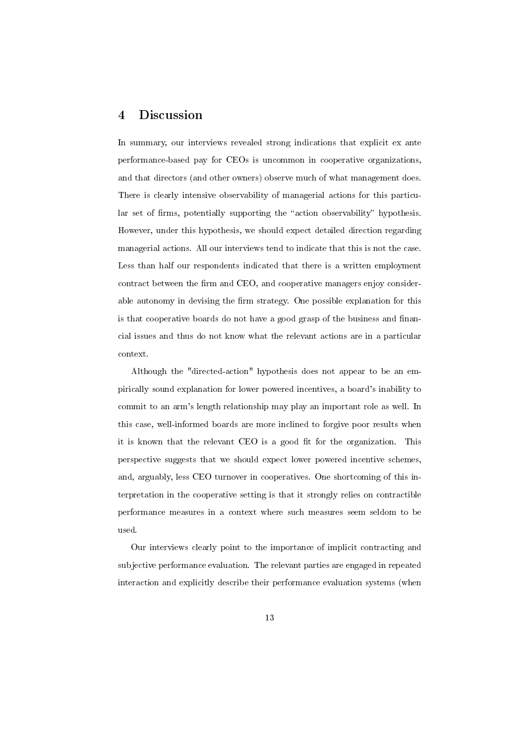## 4 Discussion

In summary, our interviews revealed strong indications that explicit ex ante performance-based pay for CEOs is uncommon in cooperative organizations, and that directors (and other owners) observe much of what management does. There is clearly intensive observability of managerial actions for this particular set of firms, potentially supporting the “action observability” hypothesis. However, under this hypothesis, we should expect detailed direction regarding managerial actions. All our interviews tend to indicate that this is not the case. Less than half our respondents indicated that there is a written employment contract between the firm and CEO, and cooperative managers enjoy considerable autonomy in devising the firm strategy. One possible explanation for this is that cooperative boards do not have a good grasp of the business and financial issues and thus do not know what the relevant actions are in a particular context.

Although the "directed-action" hypothesis does not appear to be an empirically sound explanation for lower powered incentives, a board’s inability to commit to an arm’s length relationship may play an important role as well. In this case, well-informed boards are more inclined to forgive poor results when it is known that the relevant CEO is a good fit for the organization. This perspective suggests that we should expect lower powered incentive schemes, and, arguably, less CEO turnover in cooperatives. One shortcoming of this interpretation in the cooperative setting is that it strongly relies on contractible performance measures in a context where such measures seem seldom to be used.

Our interviews clearly point to the importance of implicit contracting and subjective performance evaluation. The relevant parties are engaged in repeated interaction and explicitly describe their performance evaluation systems (when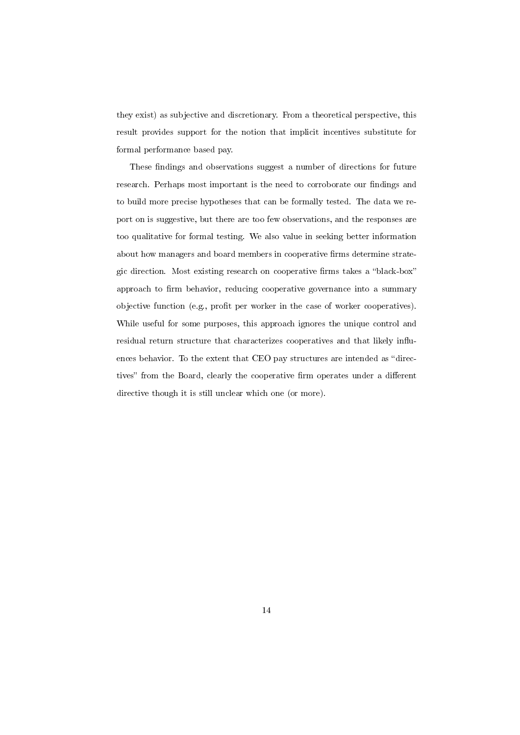they exist) as subjective and discretionary. From a theoretical perspective, this result provides support for the notion that implicit incentives substitute for formal performance based pay.

These findings and observations suggest a number of directions for future research. Perhaps most important is the need to corroborate our findings and to build more precise hypotheses that can be formally tested. The data we report on is suggestive, but there are too few observations, and the responses are too qualitative for formal testing. We also value in seeking better information about how managers and board members in cooperative firms determine strategic direction. Most existing research on cooperative firms takes a "black-box" approach to firm behavior, reducing cooperative governance into a summary objective function (e.g., profit per worker in the case of worker cooperatives). While useful for some purposes, this approach ignores the unique control and residual return structure that characterizes cooperatives and that likely influences behavior. To the extent that CEO pay structures are intended as "directives" from the Board, clearly the cooperative firm operates under a different directive though it is still unclear which one (or more).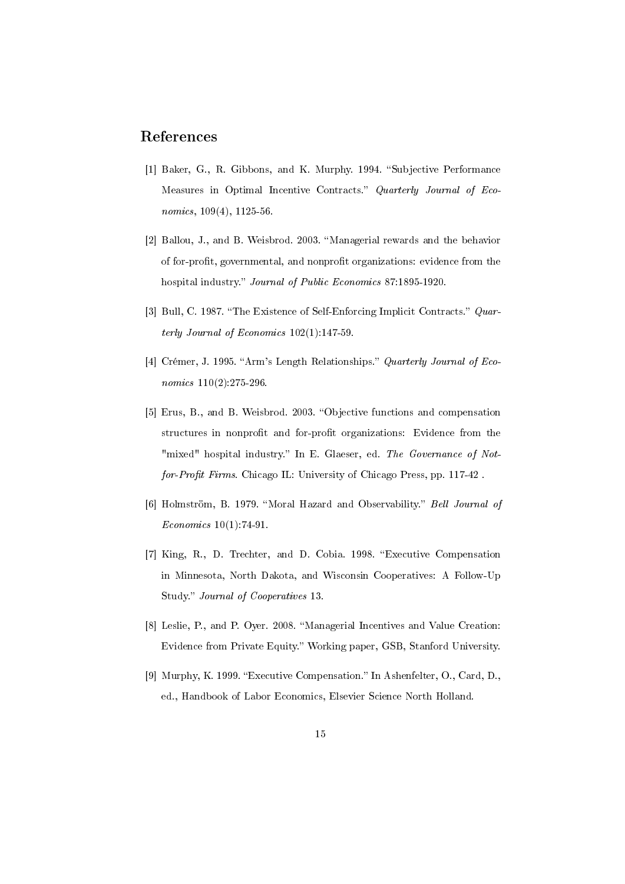# References

[1] Baker, G., R. Gibbons, and K. Murphy. 1994. "Subjective Performance Measures in Optimal Incentive Contracts." *Quarterly Journal of Economics*, 109(4), 1125-56.

[2] Ballou, J., and B. Weisbrod. 2003. "Managerial rewards and the behavior of for-profit, governmental, and nonprofit organizations: evidence from the hospital industry." *Journal of Public Economics* 87:1895-1920.

[3] Bull, C. 1987. "The Existence of Self-Enforcing Implicit Contracts." *Quarterly Journal of Economics* 102(1):147-59.

[4] Crémer, J. 1995. "Arm's Length Relationships." *Quarterly Journal of Economics* 110(2):275-296.

[5] Erus, B., and B. Weisbrod. 2003. "Objective functions and compensation structures in nonprofit and for-profit organizations: Evidence from the "mixed" hospital industry." In E. Glaeser, ed. *The Governance of Not-for-Profit Firms*. Chicago IL: University of Chicago Press, pp. 117-42 .

[6] Holmström, B. 1979. "Moral Hazard and Observability." *Bell Journal of Economics* 10(1):74-91.

[7] King, R., D. Trechter, and D. Cobia. 1998. "Executive Compensation in Minnesota, North Dakota, and Wisconsin Cooperatives: A Follow-Up Study." *Journal of Cooperatives* 13.

[8] Leslie, P., and P. Oyer. 2008. "Managerial Incentives and Value Creation: Evidence from Private Equity." Working paper, GSB, Stanford University.

[9] Murphy, K. 1999. "Executive Compensation." In Ashenfelter, O., Card, D., ed., Handbook of Labor Economics, Elsevier Science North Holland.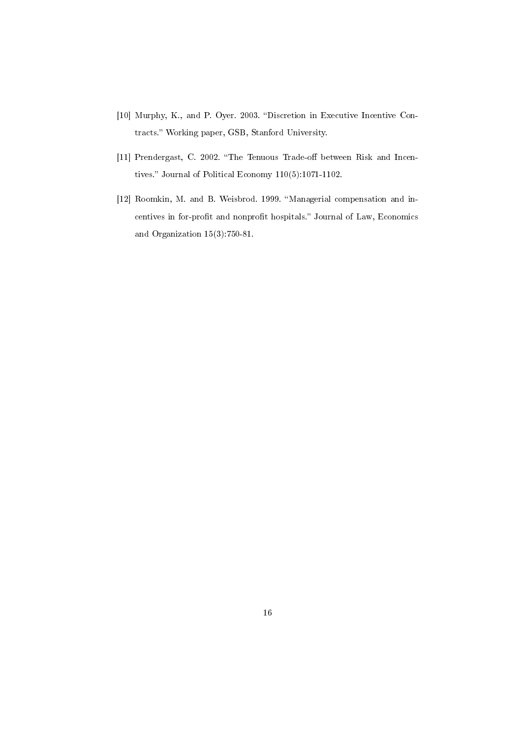[10] Murphy, K., and P. Oyer. 2003. "Discretion in Executive Incentive Contracts." Working paper, GSB, Stanford University.

[11] Prendergast, C. 2002. "The Tenuous Trade-off between Risk and Incentives." Journal of Political Economy 110(5):1071-1102.

[12] Roomkin, M. and B. Weisbrod. 1999. "Managerial compensation and incentives in for-profit and nonprofit hospitals." Journal of Law, Economics and Organization 15(3):750-81.